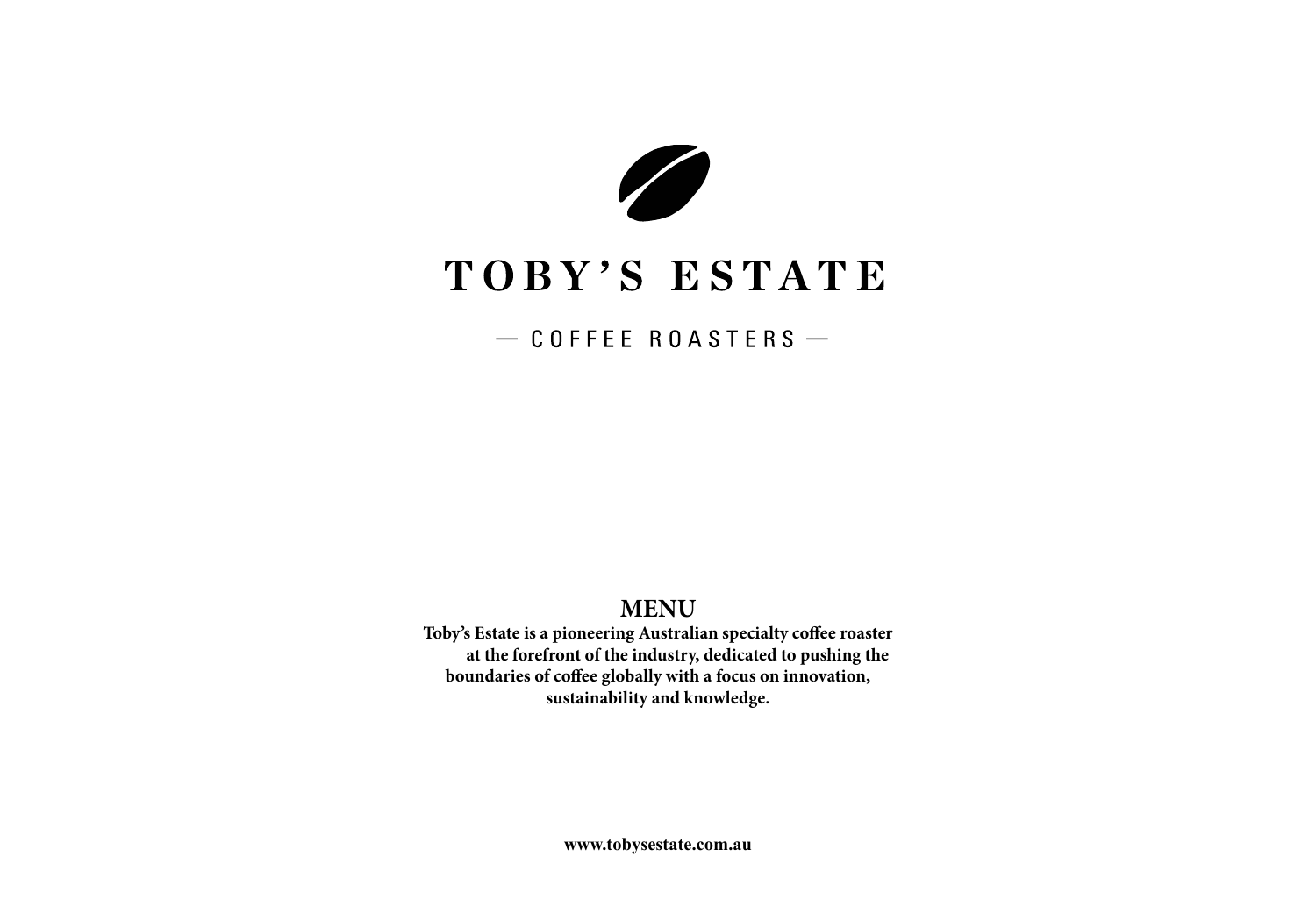# TOBY'S ESTATE

— COFFEE ROASTERS —

## MENU

**Toby's Estate is a pioneering Australian specialty coffee roaster at the forefront of the industry, dedicated to pushing the boundaries of coffee globally with a focus on innovation, sustainability and knowledge.**

**www.tobysestate.com.au**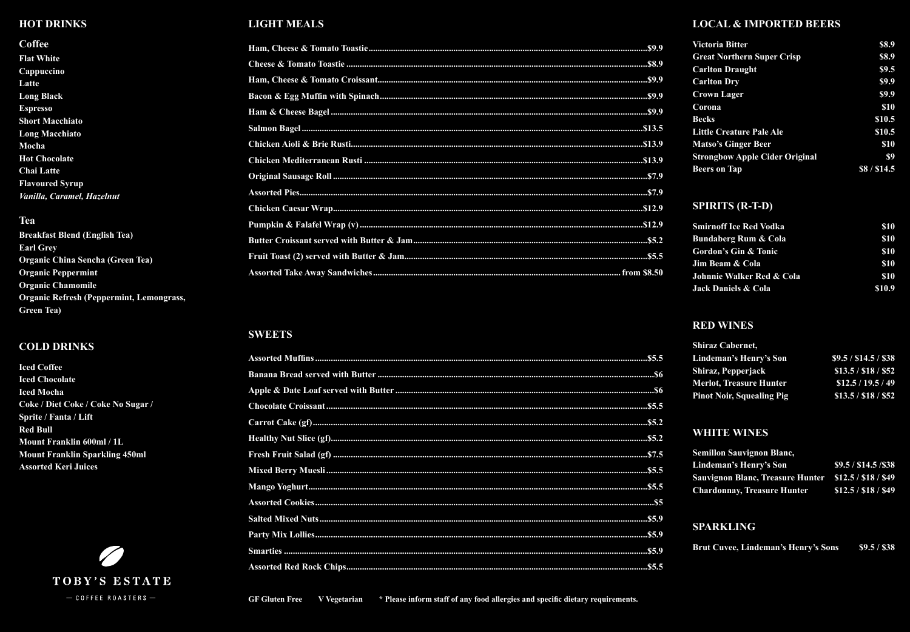## HOT DRINKS

### Coffee

Flat White
Cappuccino
Latte
Long Black
Espresso
Short Macchiato
Long Macchiato
Mocha
Hot Chocolate
Chai Latte
Flavoured Syrup
*Vanilla, Caramel, Hazelnut*

### Tea

Breakfast Blend (English Tea)
Earl Grey
Organic China Sencha (Green Tea)
Organic Peppermint
Organic Chamomile
Organic Refresh (Peppermint, Lemongrass, Green Tea)

## COLD DRINKS

Iced Coffee
Iced Chocolate
Iced Mocha
Coke / Diet Coke / Coke No Sugar / Sprite / Fanta / Lift
Red Bull
Mount Franklin 600ml / 1L
Mount Franklin Sparkling 450ml
Assorted Keri Juices

TOBY'S ESTATE
— COFFEE ROASTERS —

## LIGHT MEALS

| | |
|---|---|
| Ham, Cheese & Tomato Toastie | $9.9 |
| Cheese & Tomato Toastie | $8.9 |
| Ham, Cheese & Tomato Croissant | $9.9 |
| Bacon & Egg Muffin with Spinach | $9.9 |
| Ham & Cheese Bagel | $9.9 |
| Salmon Bagel | $13.5 |
| Chicken Aioli & Brie Rusti | $13.9 |
| Chicken Mediterranean Rusti | $13.9 |
| Original Sausage Roll | $7.9 |
| Assorted Pies | $7.9 |
| Chicken Caesar Wrap | $12.9 |
| Pumpkin & Falafel Wrap (v) | $12.9 |
| Butter Croissant served with Butter & Jam | $5.2 |
| Fruit Toast (2) served with Butter & Jam | $5.5 |
| Assorted Take Away Sandwiches | from $8.50 |

## SWEETS

| | |
|---|---|
| Assorted Muffins | $5.5 |
| Banana Bread served with Butter | $6 |
| Apple & Date Loaf served with Butter | $6 |
| Chocolate Croissant | $5.5 |
| Carrot Cake (gf) | $5.2 |
| Healthy Nut Slice (gf) | $5.2 |
| Fresh Fruit Salad (gf) | $7.5 |
| Mixed Berry Muesli | $5.5 |
| Mango Yoghurt | $5.5 |
| Assorted Cookies | $5 |
| Salted Mixed Nuts | $5.9 |
| Party Mix Lollies | $5.9 |
| Smarties | $5.9 |
| Assorted Red Rock Chips | $5.5 |

GF Gluten Free V Vegetarian * Please inform staff of any food allergies and specific dietary requirements.

## LOCAL & IMPORTED BEERS

| | |
|---|---|
| Victoria Bitter | $8.9 |
| Great Northern Super Crisp | $8.9 |
| Carlton Draught | $9.5 |
| Carlton Dry | $9.9 |
| Crown Lager | $9.9 |
| Corona | $10 |
| Becks | $10.5 |
| Little Creature Pale Ale | $10.5 |
| Matso's Ginger Beer | $10 |
| Strongbow Apple Cider Original | $9 |
| Beers on Tap | $8 / $14.5 |

## SPIRITS (R-T-D)

| | |
|---|---|
| Smirnoff Ice Red Vodka | $10 |
| Bundaberg Rum & Cola | $10 |
| Gordon's Gin & Tonic | $10 |
| Jim Beam & Cola | $10 |
| Johnnie Walker Red & Cola | $10 |
| Jack Daniels & Cola | $10.9 |

## RED WINES

| | |
|---|---|
| Shiraz Cabernet, Lindeman's Henry's Son | $9.5 / $14.5 / $38 |
| Shiraz, Pepperjack | $13.5 / $18 / $52 |
| Merlot, Treasure Hunter | $12.5 / 19.5 / 49 |
| Pinot Noir, Squealing Pig | $13.5 / $18 / $52 |

## WHITE WINES

| | |
|---|---|
| Semillon Sauvignon Blanc, Lindeman's Henry's Son | $9.5 / $14.5 /$38 |
| Sauvignon Blanc, Treasure Hunter | $12.5 / $18 / $49 |
| Chardonnay, Treasure Hunter | $12.5 / $18 / $49 |

## SPARKLING

| | |
|---|---|
| Brut Cuvee, Lindeman's Henry's Sons | $9.5 / $38 |